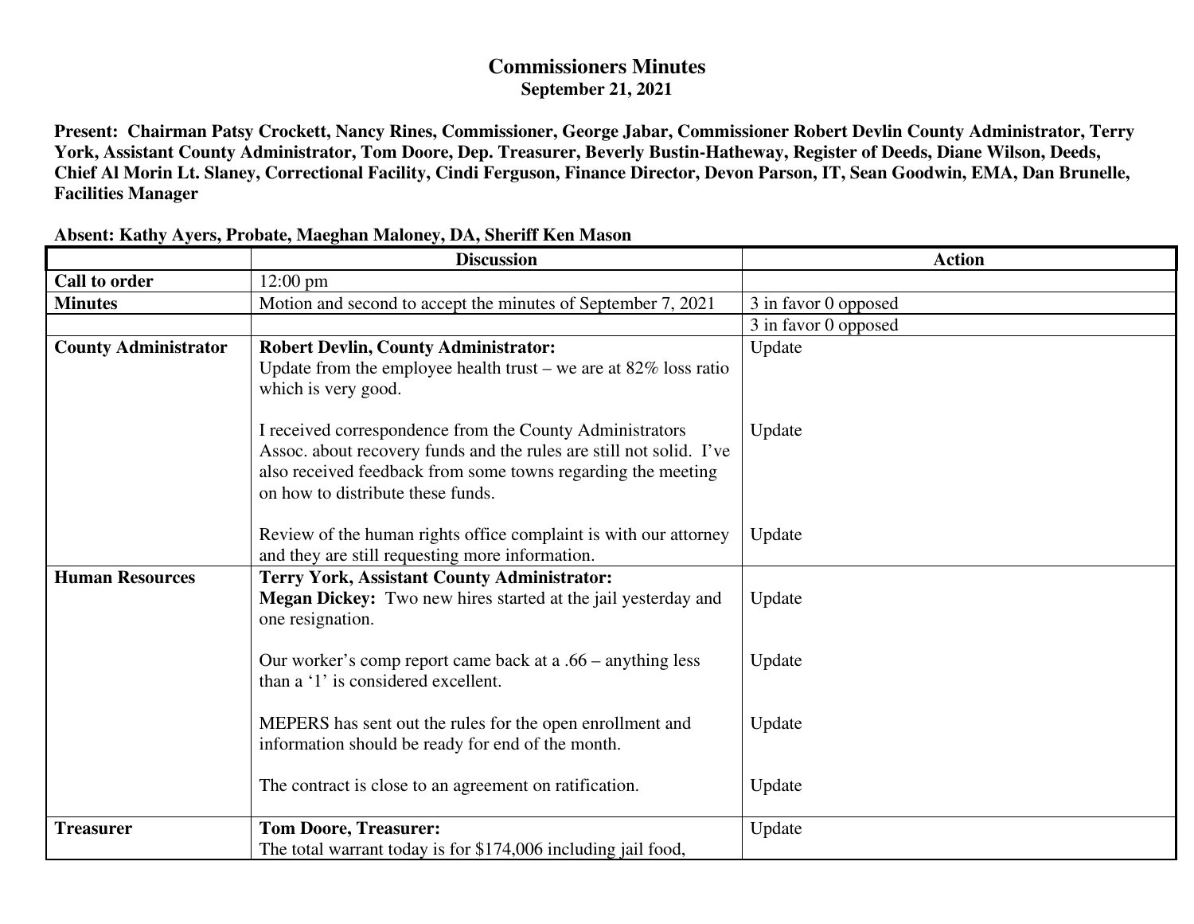# Commissioners Minutes

**September 21, 2021**

**Present: Chairman Patsy Crockett, Nancy Rines, Commissioner, George Jabar, Commissioner Robert Devlin County Administrator, Terry York, Assistant County Administrator, Tom Doore, Dep. Treasurer, Beverly Bustin-Hatheway, Register of Deeds, Diane Wilson, Deeds, Chief Al Morin Lt. Slaney, Correctional Facility, Cindi Ferguson, Finance Director, Devon Parson, IT, Sean Goodwin, EMA, Dan Brunelle, Facilities Manager**

**Absent: Kathy Ayers, Probate, Maeghan Maloney, DA, Sheriff Ken Mason**

| | Discussion | Action |
|---|---|---|
| **Call to order** | 12:00 pm | |
| **Minutes** | Motion and second to accept the minutes of September 7, 2021 | 3 in favor 0 opposed |
| | | 3 in favor 0 opposed |
| **County Administrator** | **Robert Devlin, County Administrator:**<br>Update from the employee health trust – we are at 82% loss ratio which is very good. | Update |
| | I received correspondence from the County Administrators Assoc. about recovery funds and the rules are still not solid. I've also received feedback from some towns regarding the meeting on how to distribute these funds. | Update |
| | Review of the human rights office complaint is with our attorney and they are still requesting more information. | Update |
| **Human Resources** | **Terry York, Assistant County Administrator:**<br>**Megan Dickey:** Two new hires started at the jail yesterday and one resignation. | Update |
| | Our worker's comp report came back at a .66 – anything less than a '1' is considered excellent. | Update |
| | MEPERS has sent out the rules for the open enrollment and information should be ready for end of the month. | Update |
| | The contract is close to an agreement on ratification. | Update |
| **Treasurer** | **Tom Doore, Treasurer:**<br>The total warrant today is for $174,006 including jail food, | Update |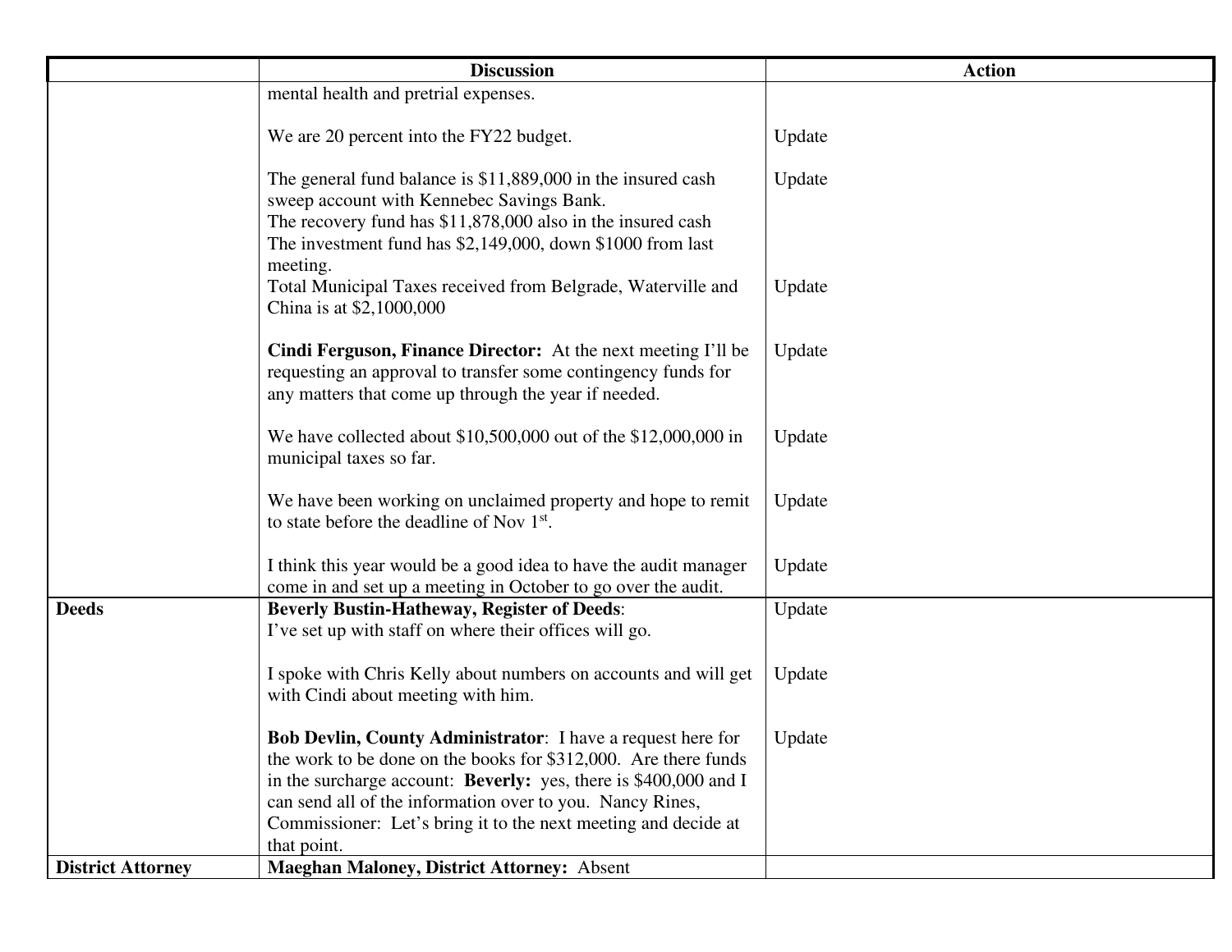| | Discussion | Action |
|---|---|---|
| | mental health and pretrial expenses. | |
| | We are 20 percent into the FY22 budget. | Update |
| | The general fund balance is $11,889,000 in the insured cash sweep account with Kennebec Savings Bank.<br>The recovery fund has $11,878,000 also in the insured cash<br>The investment fund has $2,149,000, down $1000 from last meeting. | Update |
| | Total Municipal Taxes received from Belgrade, Waterville and China is at $2,1000,000 | Update |
| | **Cindi Ferguson, Finance Director:** At the next meeting I'll be requesting an approval to transfer some contingency funds for any matters that come up through the year if needed. | Update |
| | We have collected about $10,500,000 out of the $12,000,000 in municipal taxes so far. | Update |
| | We have been working on unclaimed property and hope to remit to state before the deadline of Nov 1st. | Update |
| | I think this year would be a good idea to have the audit manager come in and set up a meeting in October to go over the audit. | Update |
| **Deeds** | **Beverly Bustin-Hatheway, Register of Deeds**:<br>I've set up with staff on where their offices will go. | Update |
| | I spoke with Chris Kelly about numbers on accounts and will get with Cindi about meeting with him. | Update |
| | **Bob Devlin, County Administrator**: I have a request here for the work to be done on the books for $312,000. Are there funds in the surcharge account: **Beverly:** yes, there is $400,000 and I can send all of the information over to you. Nancy Rines, Commissioner: Let's bring it to the next meeting and decide at that point. | Update |
| **District Attorney** | **Maeghan Maloney, District Attorney:** Absent | |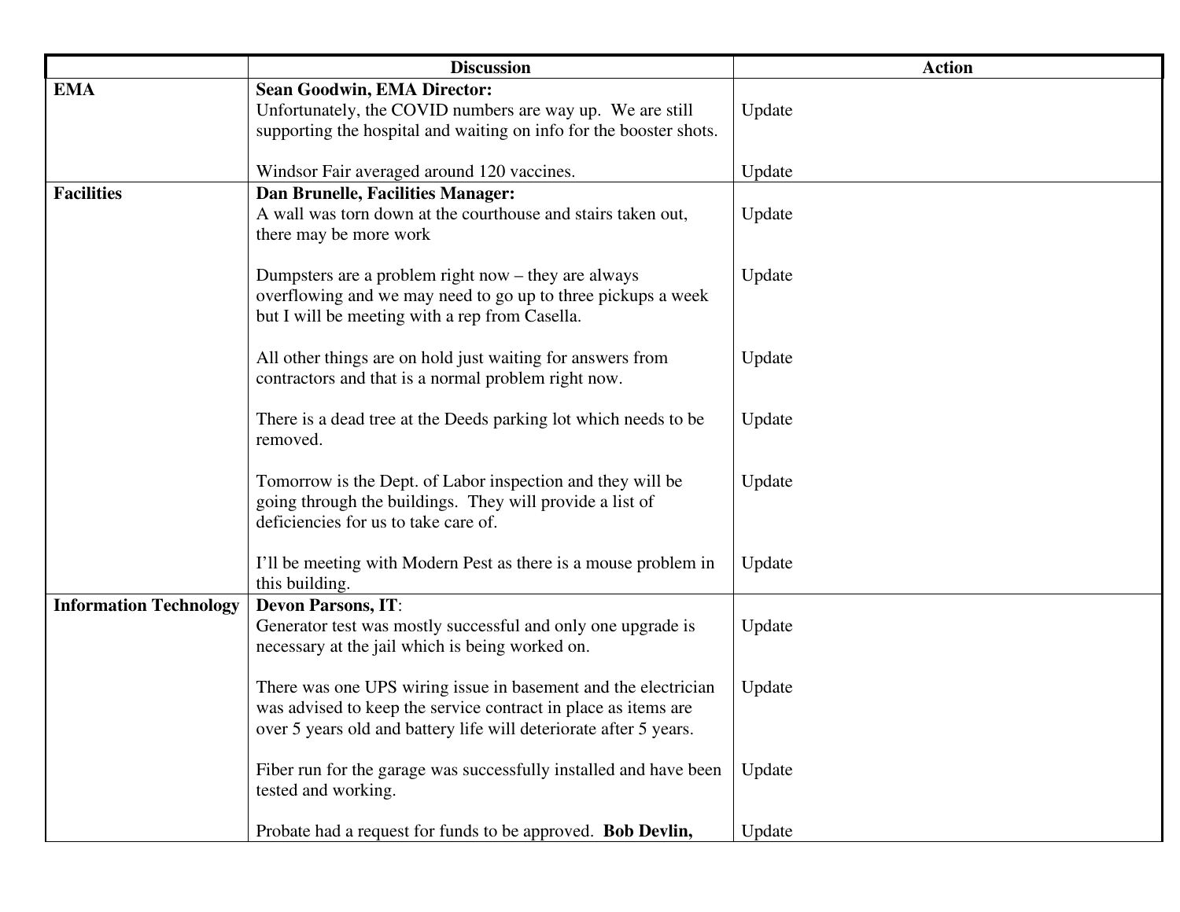| | Discussion | Action |
|---|---|---|
| **EMA** | **Sean Goodwin, EMA Director:**<br>Unfortunately, the COVID numbers are way up. We are still supporting the hospital and waiting on info for the booster shots. | Update |
| | Windsor Fair averaged around 120 vaccines. | Update |
| **Facilities** | **Dan Brunelle, Facilities Manager:**<br>A wall was torn down at the courthouse and stairs taken out, there may be more work | Update |
| | Dumpsters are a problem right now – they are always overflowing and we may need to go up to three pickups a week but I will be meeting with a rep from Casella. | Update |
| | All other things are on hold just waiting for answers from contractors and that is a normal problem right now. | Update |
| | There is a dead tree at the Deeds parking lot which needs to be removed. | Update |
| | Tomorrow is the Dept. of Labor inspection and they will be going through the buildings. They will provide a list of deficiencies for us to take care of. | Update |
| | I'll be meeting with Modern Pest as there is a mouse problem in this building. | Update |
| **Information Technology** | **Devon Parsons, IT**:<br>Generator test was mostly successful and only one upgrade is necessary at the jail which is being worked on. | Update |
| | There was one UPS wiring issue in basement and the electrician was advised to keep the service contract in place as items are over 5 years old and battery life will deteriorate after 5 years. | Update |
| | Fiber run for the garage was successfully installed and have been tested and working. | Update |
| | Probate had a request for funds to be approved. **Bob Devlin,** | Update |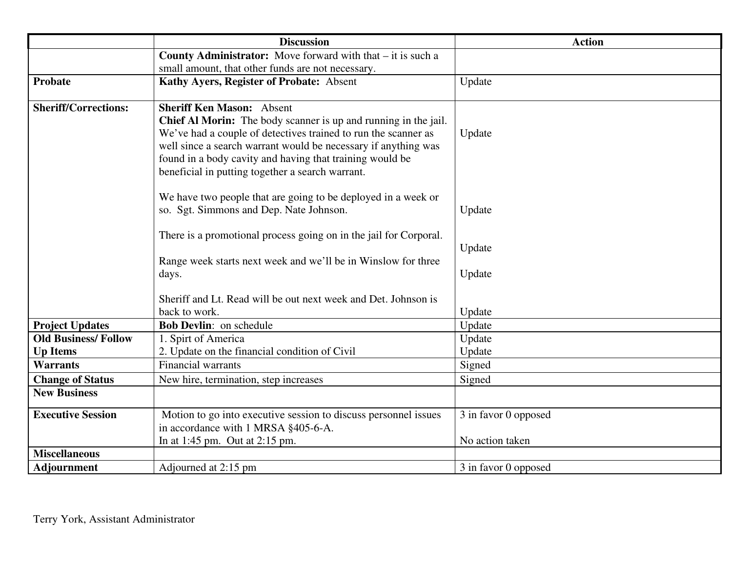| | Discussion | Action |
|---|---|---|
| | **County Administrator:** Move forward with that – it is such a small amount, that other funds are not necessary. | |
| **Probate** | **Kathy Ayers, Register of Probate:** Absent | Update |
| **Sheriff/Corrections:** | **Sheriff Ken Mason:** Absent<br>**Chief Al Morin:** The body scanner is up and running in the jail. We've had a couple of detectives trained to run the scanner as well since a search warrant would be necessary if anything was found in a body cavity and having that training would be beneficial in putting together a search warrant.<br><br>We have two people that are going to be deployed in a week or so. Sgt. Simmons and Dep. Nate Johnson.<br><br>There is a promotional process going on in the jail for Corporal.<br><br>Range week starts next week and we'll be in Winslow for three days.<br><br>Sheriff and Lt. Read will be out next week and Det. Johnson is back to work. | Update<br><br>Update<br><br>Update<br><br>Update<br><br>Update |
| **Project Updates** | **Bob Devlin**: on schedule | Update |
| **Old Business/ Follow Up Items** | 1. Spirt of America<br>2. Update on the financial condition of Civil | Update<br>Update |
| **Warrants** | Financial warrants | Signed |
| **Change of Status** | New hire, termination, step increases | Signed |
| **New Business** | | |
| **Executive Session** | Motion to go into executive session to discuss personnel issues in accordance with 1 MRSA §405-6-A.<br>In at 1:45 pm. Out at 2:15 pm. | 3 in favor 0 opposed<br><br>No action taken |
| **Miscellaneous** | | |
| **Adjournment** | Adjourned at 2:15 pm | 3 in favor 0 opposed |

Terry York, Assistant Administrator